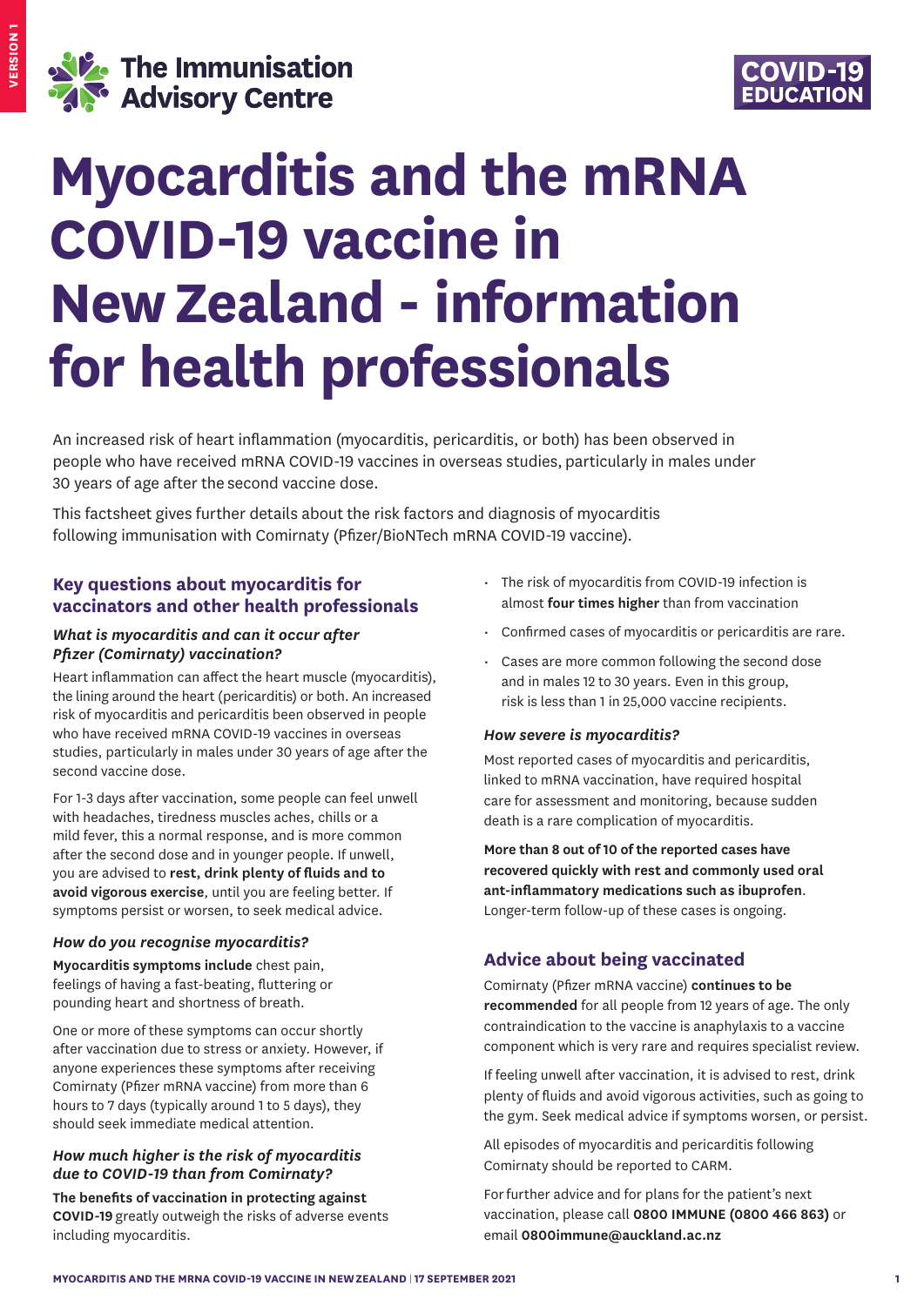The Immunisation Advisory Centre

COVID-19 EDUCATION

# Myocarditis and the mRNA COVID-19 vaccine in New Zealand - information for health professionals

An increased risk of heart inflammation (myocarditis, pericarditis, or both) has been observed in people who have received mRNA COVID-19 vaccines in overseas studies, particularly in males under 30 years of age after the second vaccine dose.

This factsheet gives further details about the risk factors and diagnosis of myocarditis following immunisation with Comirnaty (Pfizer/BioNTech mRNA COVID-19 vaccine).

## Key questions about myocarditis for vaccinators and other health professionals

### *What is myocarditis and can it occur after Pfizer (Comirnaty) vaccination?*

Heart inflammation can affect the heart muscle (myocarditis), the lining around the heart (pericarditis) or both. An increased risk of myocarditis and pericarditis been observed in people who have received mRNA COVID-19 vaccines in overseas studies, particularly in males under 30 years of age after the second vaccine dose.

For 1-3 days after vaccination, some people can feel unwell with headaches, tiredness muscles aches, chills or a mild fever, this a normal response, and is more common after the second dose and in younger people. If unwell, you are advised to **rest, drink plenty of fluids and to avoid vigorous exercise**, until you are feeling better. If symptoms persist or worsen, to seek medical advice.

### *How do you recognise myocarditis?*

**Myocarditis symptoms include** chest pain, feelings of having a fast-beating, fluttering or pounding heart and shortness of breath.

One or more of these symptoms can occur shortly after vaccination due to stress or anxiety. However, if anyone experiences these symptoms after receiving Comirnaty (Pfizer mRNA vaccine) from more than 6 hours to 7 days (typically around 1 to 5 days), they should seek immediate medical attention.

### *How much higher is the risk of myocarditis due to COVID-19 than from Comirnaty?*

**The benefits of vaccination in protecting against COVID-19** greatly outweigh the risks of adverse events including myocarditis.

- The risk of myocarditis from COVID-19 infection is almost **four times higher** than from vaccination
- Confirmed cases of myocarditis or pericarditis are rare.
- Cases are more common following the second dose and in males 12 to 30 years. Even in this group, risk is less than 1 in 25,000 vaccine recipients.

### *How severe is myocarditis?*

Most reported cases of myocarditis and pericarditis, linked to mRNA vaccination, have required hospital care for assessment and monitoring, because sudden death is a rare complication of myocarditis.

**More than 8 out of 10 of the reported cases have recovered quickly with rest and commonly used oral ant-inflammatory medications such as ibuprofen**. Longer-term follow-up of these cases is ongoing.

## Advice about being vaccinated

Comirnaty (Pfizer mRNA vaccine) **continues to be recommended** for all people from 12 years of age. The only contraindication to the vaccine is anaphylaxis to a vaccine component which is very rare and requires specialist review.

If feeling unwell after vaccination, it is advised to rest, drink plenty of fluids and avoid vigorous activities, such as going to the gym. Seek medical advice if symptoms worsen, or persist.

All episodes of myocarditis and pericarditis following Comirnaty should be reported to CARM.

For further advice and for plans for the patient's next vaccination, please call **0800 IMMUNE (0800 466 863)** or email **0800immune@auckland.ac.nz**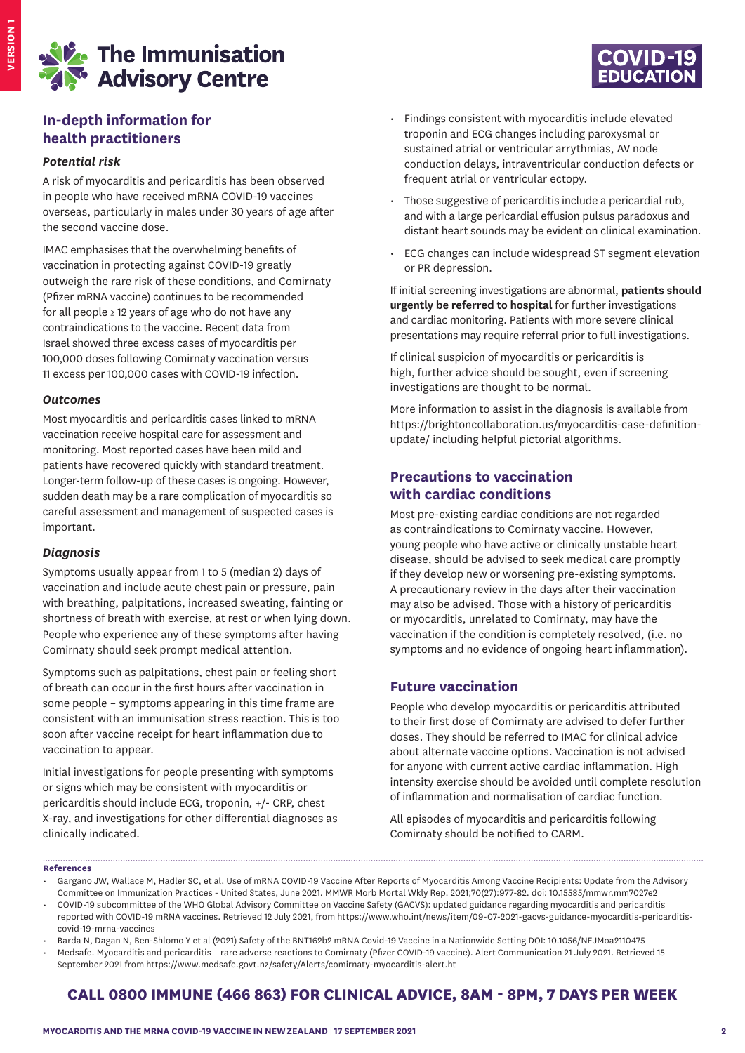# The Immunisation Advisory Centre

COVID-19 EDUCATION

## In-depth information for health practitioners

### *Potential risk*

A risk of myocarditis and pericarditis has been observed in people who have received mRNA COVID-19 vaccines overseas, particularly in males under 30 years of age after the second vaccine dose.

IMAC emphasises that the overwhelming benefits of vaccination in protecting against COVID-19 greatly outweigh the rare risk of these conditions, and Comirnaty (Pfizer mRNA vaccine) continues to be recommended for all people ≥ 12 years of age who do not have any contraindications to the vaccine. Recent data from Israel showed three excess cases of myocarditis per 100,000 doses following Comirnaty vaccination versus 11 excess per 100,000 cases with COVID-19 infection.

### *Outcomes*

Most myocarditis and pericarditis cases linked to mRNA vaccination receive hospital care for assessment and monitoring. Most reported cases have been mild and patients have recovered quickly with standard treatment. Longer-term follow-up of these cases is ongoing. However, sudden death may be a rare complication of myocarditis so careful assessment and management of suspected cases is important.

### *Diagnosis*

Symptoms usually appear from 1 to 5 (median 2) days of vaccination and include acute chest pain or pressure, pain with breathing, palpitations, increased sweating, fainting or shortness of breath with exercise, at rest or when lying down. People who experience any of these symptoms after having Comirnaty should seek prompt medical attention.

Symptoms such as palpitations, chest pain or feeling short of breath can occur in the first hours after vaccination in some people – symptoms appearing in this time frame are consistent with an immunisation stress reaction. This is too soon after vaccine receipt for heart inflammation due to vaccination to appear.

Initial investigations for people presenting with symptoms or signs which may be consistent with myocarditis or pericarditis should include ECG, troponin, +/- CRP, chest X-ray, and investigations for other differential diagnoses as clinically indicated.

- Findings consistent with myocarditis include elevated troponin and ECG changes including paroxysmal or sustained atrial or ventricular arrythmias, AV node conduction delays, intraventricular conduction defects or frequent atrial or ventricular ectopy.
- Those suggestive of pericarditis include a pericardial rub, and with a large pericardial effusion pulsus paradoxus and distant heart sounds may be evident on clinical examination.
- ECG changes can include widespread ST segment elevation or PR depression.

If initial screening investigations are abnormal, **patients should urgently be referred to hospital** for further investigations and cardiac monitoring. Patients with more severe clinical presentations may require referral prior to full investigations.

If clinical suspicion of myocarditis or pericarditis is high, further advice should be sought, even if screening investigations are thought to be normal.

More information to assist in the diagnosis is available from https://brightoncollaboration.us/myocarditis-case-definition-update/ including helpful pictorial algorithms.

## Precautions to vaccination with cardiac conditions

Most pre-existing cardiac conditions are not regarded as contraindications to Comirnaty vaccine. However, young people who have active or clinically unstable heart disease, should be advised to seek medical care promptly if they develop new or worsening pre-existing symptoms. A precautionary review in the days after their vaccination may also be advised. Those with a history of pericarditis or myocarditis, unrelated to Comirnaty, may have the vaccination if the condition is completely resolved, (i.e. no symptoms and no evidence of ongoing heart inflammation).

## Future vaccination

People who develop myocarditis or pericarditis attributed to their first dose of Comirnaty are advised to defer further doses. They should be referred to IMAC for clinical advice about alternate vaccine options. Vaccination is not advised for anyone with current active cardiac inflammation. High intensity exercise should be avoided until complete resolution of inflammation and normalisation of cardiac function.

All episodes of myocarditis and pericarditis following Comirnaty should be notified to CARM.

**References**

- Gargano JW, Wallace M, Hadler SC, et al. Use of mRNA COVID-19 Vaccine After Reports of Myocarditis Among Vaccine Recipients: Update from the Advisory Committee on Immunization Practices - United States, June 2021. MMWR Morb Mortal Wkly Rep. 2021;70(27):977-82. doi: 10.15585/mmwr.mm7027e2
- COVID-19 subcommittee of the WHO Global Advisory Committee on Vaccine Safety (GACVS): updated guidance regarding myocarditis and pericarditis reported with COVID-19 mRNA vaccines. Retrieved 12 July 2021, from https://www.who.int/news/item/09-07-2021-gacvs-guidance-myocarditis-pericarditis-covid-19-mrna-vaccines
- Barda N, Dagan N, Ben-Shlomo Y et al (2021) Safety of the BNT162b2 mRNA Covid-19 Vaccine in a Nationwide Setting DOI: 10.1056/NEJMoa2110475
- Medsafe. Myocarditis and pericarditis – rare adverse reactions to Comirnaty (Pfizer COVID-19 vaccine). Alert Communication 21 July 2021. Retrieved 15 September 2021 from https://www.medsafe.govt.nz/safety/Alerts/comirnaty-myocarditis-alert.ht

**CALL 0800 IMMUNE (466 863) FOR CLINICAL ADVICE, 8AM - 8PM, 7 DAYS PER WEEK**